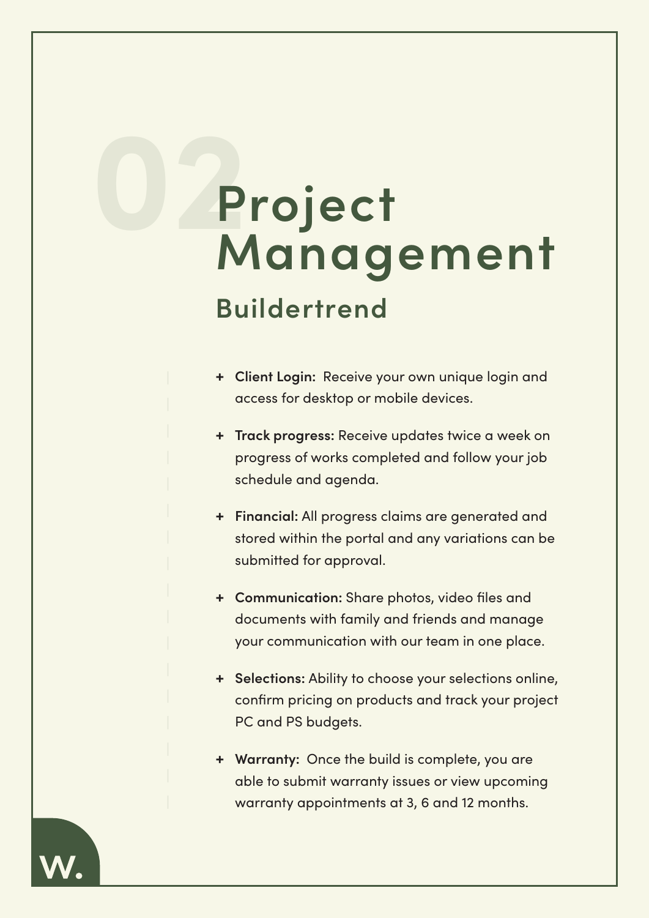# 02 Project Management

## Buildertrend

- **Client Login:** Receive your own unique login and access for desktop or mobile devices.
- **Track progress:** Receive updates twice a week on progress of works completed and follow your job schedule and agenda.
- **Financial:** All progress claims are generated and stored within the portal and any variations can be submitted for approval.
- **Communication:** Share photos, video files and documents with family and friends and manage your communication with our team in one place.
- **Selections:** Ability to choose your selections online, confirm pricing on products and track your project PC and PS budgets.
- **Warranty:** Once the build is complete, you are able to submit warranty issues or view upcoming warranty appointments at 3, 6 and 12 months.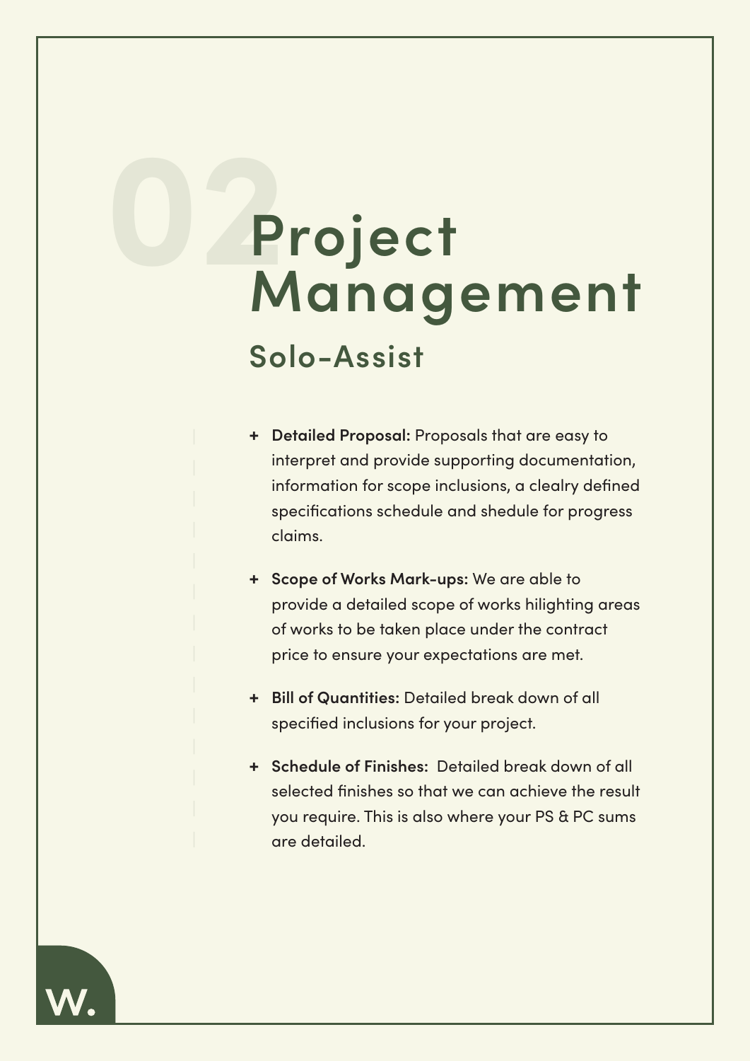# 02 Project Management

## Solo-Assist

- **Detailed Proposal:** Proposals that are easy to interpret and provide supporting documentation, information for scope inclusions, a clealry defined specifications schedule and shedule for progress claims.
- **Scope of Works Mark-ups:** We are able to provide a detailed scope of works hilighting areas of works to be taken place under the contract price to ensure your expectations are met.
- **Bill of Quantities:** Detailed break down of all specified inclusions for your project.
- **Schedule of Finishes:** Detailed break down of all selected finishes so that we can achieve the result you require. This is also where your PS & PC sums are detailed.

w.